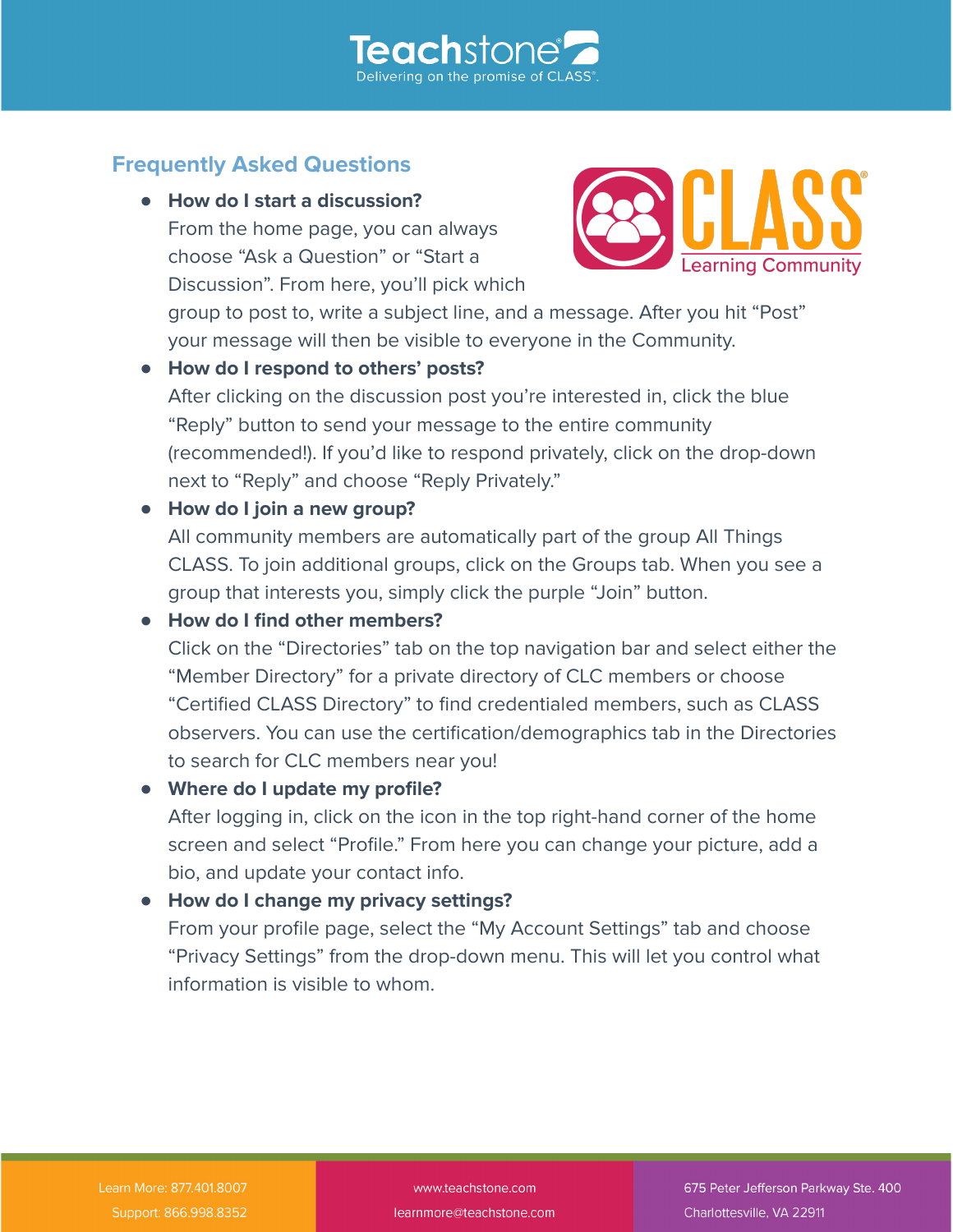## Frequently Asked Questions

- **How do I start a discussion?**
  From the home page, you can always choose "Ask a Question" or "Start a Discussion". From here, you'll pick which group to post to, write a subject line, and a message. After you hit "Post" your message will then be visible to everyone in the Community.
- **How do I respond to others' posts?**
  After clicking on the discussion post you're interested in, click the blue "Reply" button to send your message to the entire community (recommended!). If you'd like to respond privately, click on the drop-down next to "Reply" and choose "Reply Privately."
- **How do I join a new group?**
  All community members are automatically part of the group All Things CLASS. To join additional groups, click on the Groups tab. When you see a group that interests you, simply click the purple "Join" button.
- **How do I find other members?**
  Click on the "Directories" tab on the top navigation bar and select either the "Member Directory" for a private directory of CLC members or choose "Certified CLASS Directory" to find credentialed members, such as CLASS observers. You can use the certification/demographics tab in the Directories to search for CLC members near you!
- **Where do I update my profile?**
  After logging in, click on the icon in the top right-hand corner of the home screen and select "Profile." From here you can change your picture, add a bio, and update your contact info.
- **How do I change my privacy settings?**
  From your profile page, select the "My Account Settings" tab and choose "Privacy Settings" from the drop-down menu. This will let you control what information is visible to whom.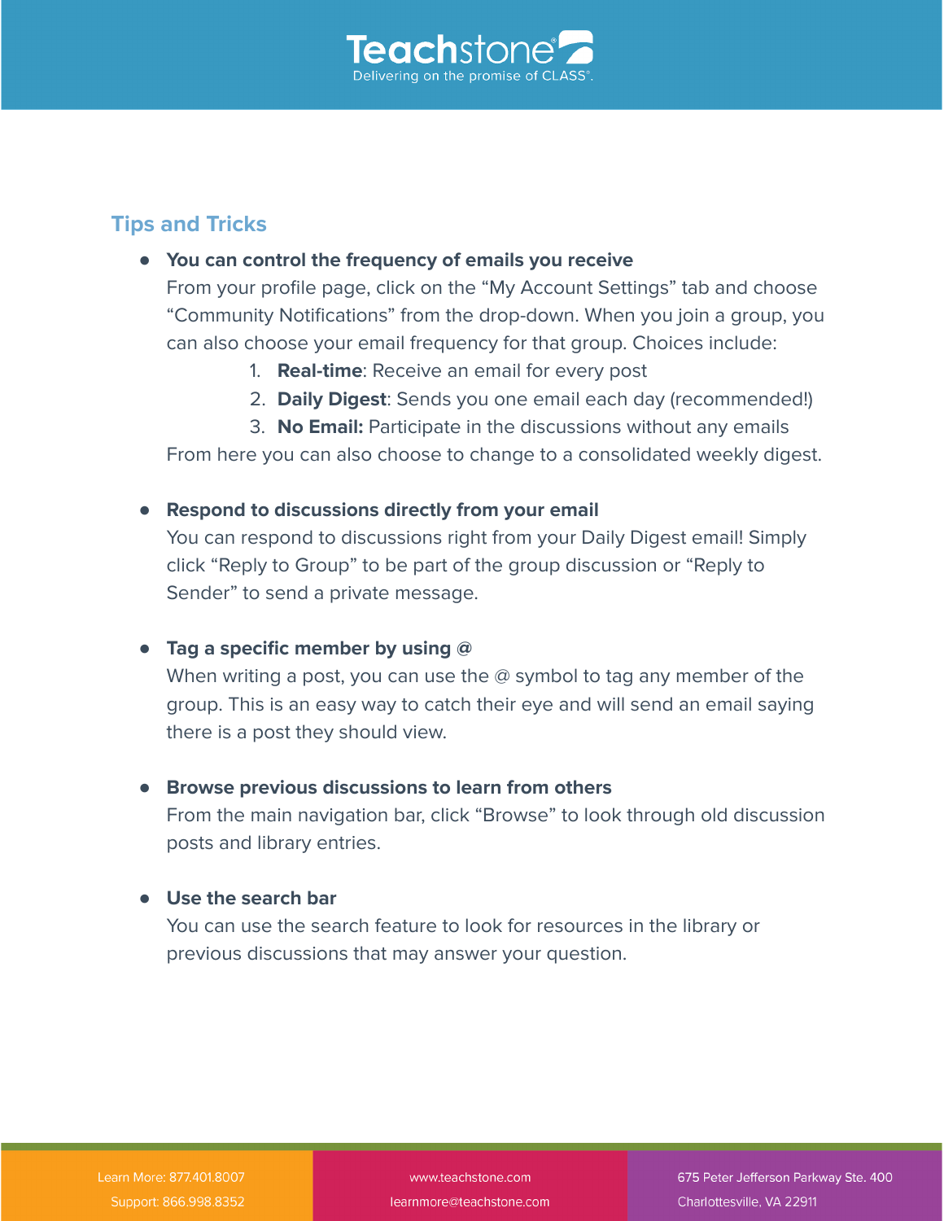## Tips and Tricks

- **You can control the frequency of emails you receive**
  From your profile page, click on the "My Account Settings" tab and choose "Community Notifications" from the drop-down. When you join a group, you can also choose your email frequency for that group. Choices include:
  1. **Real-time**: Receive an email for every post
  2. **Daily Digest**: Sends you one email each day (recommended!)
  3. **No Email:** Participate in the discussions without any emails

  From here you can also choose to change to a consolidated weekly digest.

- **Respond to discussions directly from your email**
  You can respond to discussions right from your Daily Digest email! Simply click "Reply to Group" to be part of the group discussion or "Reply to Sender" to send a private message.

- **Tag a specific member by using @**
  When writing a post, you can use the @ symbol to tag any member of the group. This is an easy way to catch their eye and will send an email saying there is a post they should view.

- **Browse previous discussions to learn from others**
  From the main navigation bar, click "Browse" to look through old discussion posts and library entries.

- **Use the search bar**
  You can use the search feature to look for resources in the library or previous discussions that may answer your question.